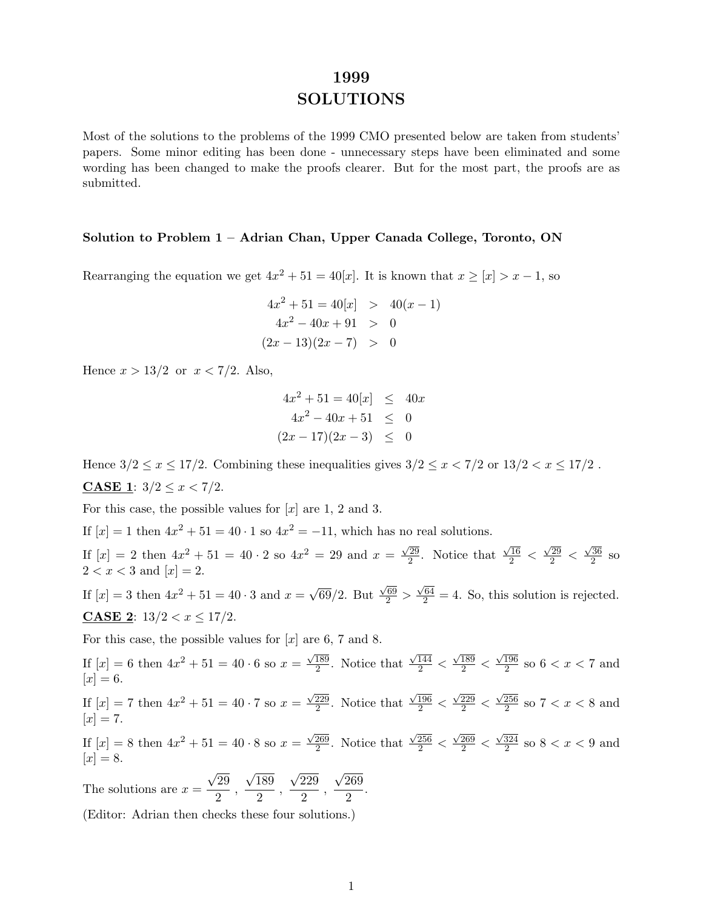# 1999 SOLUTIONS

Most of the solutions to the problems of the 1999 CMO presented below are taken from students' papers. Some minor editing has been done - unnecessary steps have been eliminated and some wording has been changed to make the proofs clearer. But for the most part, the proofs are as submitted.

### Solution to Problem 1 – Adrian Chan, Upper Canada College, Toronto, ON

Rearranging the equation we get $4x^2 + 51 = 40[x]$. It is known that $x \geq [x] > x - 1$, so

$$\begin{aligned} 4x^2 + 51 = 40[x] &> 40(x-1) \\ 4x^2 - 40x + 91 &> 0 \\ (2x-13)(2x-7) &> 0 \end{aligned}$$

Hence $x > 13/2$ or $x < 7/2$. Also,

$$\begin{aligned} 4x^2 + 51 = 40[x] &\leq 40x \\ 4x^2 - 40x + 51 &\leq 0 \\ (2x-17)(2x-3) &\leq 0 \end{aligned}$$

Hence $3/2 \leq x \leq 17/2$. Combining these inequalities gives $3/2 \leq x < 7/2$ or $13/2 < x \leq 17/2$ .

**<u>CASE 1</u>**: $3/2 \leq x < 7/2$.

For this case, the possible values for $[x]$ are 1, 2 and 3.

If $[x] = 1$ then $4x^2 + 51 = 40 \cdot 1$ so $4x^2 = -11$, which has no real solutions.

If $[x] = 2$ then $4x^2 + 51 = 40 \cdot 2$ so $4x^2 = 29$ and $x = \frac{\sqrt{29}}{2}$. Notice that $\frac{\sqrt{16}}{2} < \frac{\sqrt{29}}{2} < \frac{\sqrt{36}}{2}$ so $2 < x < 3$ and $[x] = 2$.

If $[x] = 3$ then $4x^2 + 51 = 40 \cdot 3$ and $x = \sqrt{69}/2$. But $\frac{\sqrt{69}}{2} > \frac{\sqrt{64}}{2} = 4$. So, this solution is rejected.

**<u>CASE 2</u>**: $13/2 < x \leq 17/2$.

For this case, the possible values for $[x]$ are 6, 7 and 8.

If $[x] = 6$ then $4x^2 + 51 = 40 \cdot 6$ so $x = \frac{\sqrt{189}}{2}$. Notice that $\frac{\sqrt{144}}{2} < \frac{\sqrt{189}}{2} < \frac{\sqrt{196}}{2}$ so $6 < x < 7$ and $[x] = 6$.

If $[x] = 7$ then $4x^2 + 51 = 40 \cdot 7$ so $x = \frac{\sqrt{229}}{2}$. Notice that $\frac{\sqrt{196}}{2} < \frac{\sqrt{229}}{2} < \frac{\sqrt{256}}{2}$ so $7 < x < 8$ and $[x] = 7$.

If $[x] = 8$ then $4x^2 + 51 = 40 \cdot 8$ so $x = \frac{\sqrt{269}}{2}$. Notice that $\frac{\sqrt{256}}{2} < \frac{\sqrt{269}}{2} < \frac{\sqrt{324}}{2}$ so $8 < x < 9$ and $[x] = 8$.

The solutions are $x = \dfrac{\sqrt{29}}{2}, \dfrac{\sqrt{189}}{2}, \dfrac{\sqrt{229}}{2}, \dfrac{\sqrt{269}}{2}$.

(Editor: Adrian then checks these four solutions.)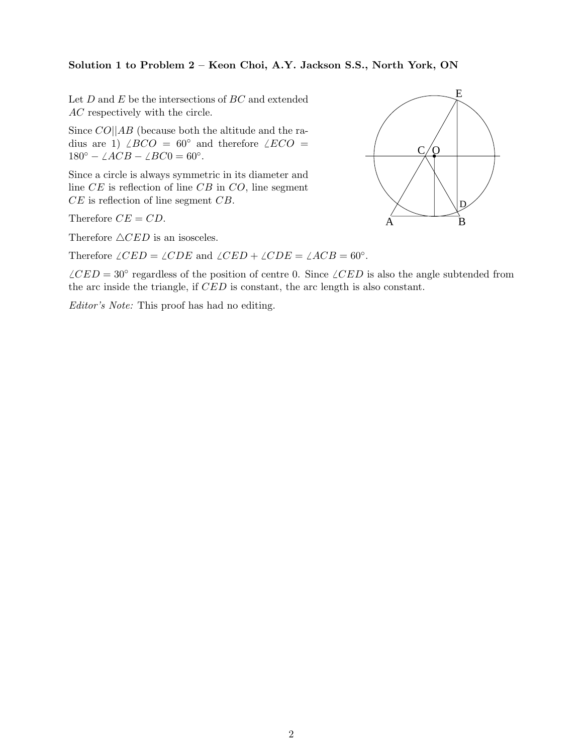**Solution 1 to Problem 2 – Keon Choi, A.Y. Jackson S.S., North York, ON**

Let $D$ and $E$ be the intersections of $BC$ and extended $AC$ respectively with the circle.

Since $CO||AB$ (because both the altitude and the radius are 1) $\angle BCO = 60°$ and therefore $\angle ECO = 180° - \angle ACB - \angle BC0 = 60°$.

Since a circle is always symmetric in its diameter and line $CE$ is reflection of line $CB$ in $CO$, line segment $CE$ is reflection of line segment $CB$.

Therefore $CE = CD$.

Therefore $\triangle CED$ is an isosceles.

Therefore $\angle CED = \angle CDE$ and $\angle CED + \angle CDE = \angle ACB = 60°$.

$\angle CED = 30°$ regardless of the position of centre 0. Since $\angle CED$ is also the angle subtended from the arc inside the triangle, if $CED$ is constant, the arc length is also constant.

*Editor's Note:* This proof has had no editing.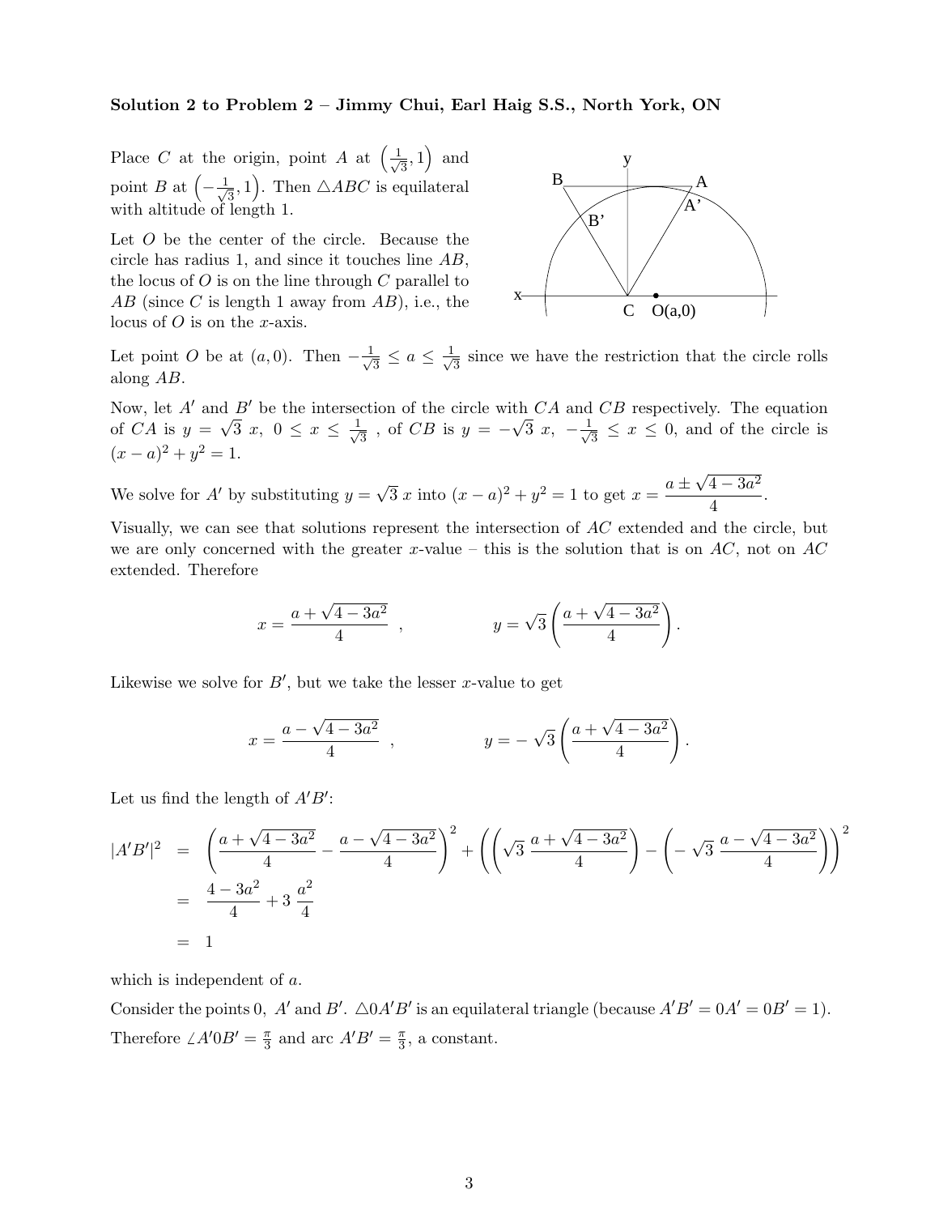**Solution 2 to Problem 2 – Jimmy Chui, Earl Haig S.S., North York, ON**

Place $C$ at the origin, point $A$ at $\left(\frac{1}{\sqrt{3}}, 1\right)$ and point $B$ at $\left(-\frac{1}{\sqrt{3}}, 1\right)$. Then $\triangle ABC$ is equilateral with altitude of length 1.

Let $O$ be the center of the circle. Because the circle has radius 1, and since it touches line $AB$, the locus of $O$ is on the line through $C$ parallel to $AB$ (since $C$ is length 1 away from $AB$), i.e., the locus of $O$ is on the $x$-axis.

Let point $O$ be at $(a, 0)$. Then $-\frac{1}{\sqrt{3}} \le a \le \frac{1}{\sqrt{3}}$ since we have the restriction that the circle rolls along $AB$.

Now, let $A'$ and $B'$ be the intersection of the circle with $CA$ and $CB$ respectively. The equation of $CA$ is $y = \sqrt{3}\,x,\ 0 \le x \le \frac{1}{\sqrt{3}}$, of $CB$ is $y = -\sqrt{3}\,x,\ -\frac{1}{\sqrt{3}} \le x \le 0$, and of the circle is $(x-a)^2 + y^2 = 1$.

We solve for $A'$ by substituting $y = \sqrt{3}\,x$ into $(x-a)^2 + y^2 = 1$ to get $x = \dfrac{a \pm \sqrt{4-3a^2}}{4}$.

Visually, we can see that solutions represent the intersection of $AC$ extended and the circle, but we are only concerned with the greater $x$-value – this is the solution that is on $AC$, not on $AC$ extended. Therefore

$$x = \frac{a + \sqrt{4-3a^2}}{4}\ , \qquad y = \sqrt{3}\left(\frac{a + \sqrt{4-3a^2}}{4}\right).$$

Likewise we solve for $B'$, but we take the lesser $x$-value to get

$$x = \frac{a - \sqrt{4-3a^2}}{4}\ , \qquad y = -\sqrt{3}\left(\frac{a + \sqrt{4-3a^2}}{4}\right).$$

Let us find the length of $A'B'$:

$$\begin{aligned}
|A'B'|^2 &= \left(\frac{a + \sqrt{4-3a^2}}{4} - \frac{a - \sqrt{4-3a^2}}{4}\right)^2 + \left(\left(\sqrt{3}\,\frac{a + \sqrt{4-3a^2}}{4}\right) - \left(-\sqrt{3}\,\frac{a - \sqrt{4-3a^2}}{4}\right)\right)^2 \\
&= \frac{4-3a^2}{4} + 3\,\frac{a^2}{4} \\
&= 1
\end{aligned}$$

which is independent of $a$.

Consider the points $0$, $A'$ and $B'$. $\triangle 0A'B'$ is an equilateral triangle (because $A'B' = 0A' = 0B' = 1$). Therefore $\angle A'0B' = \frac{\pi}{3}$ and arc $A'B' = \frac{\pi}{3}$, a constant.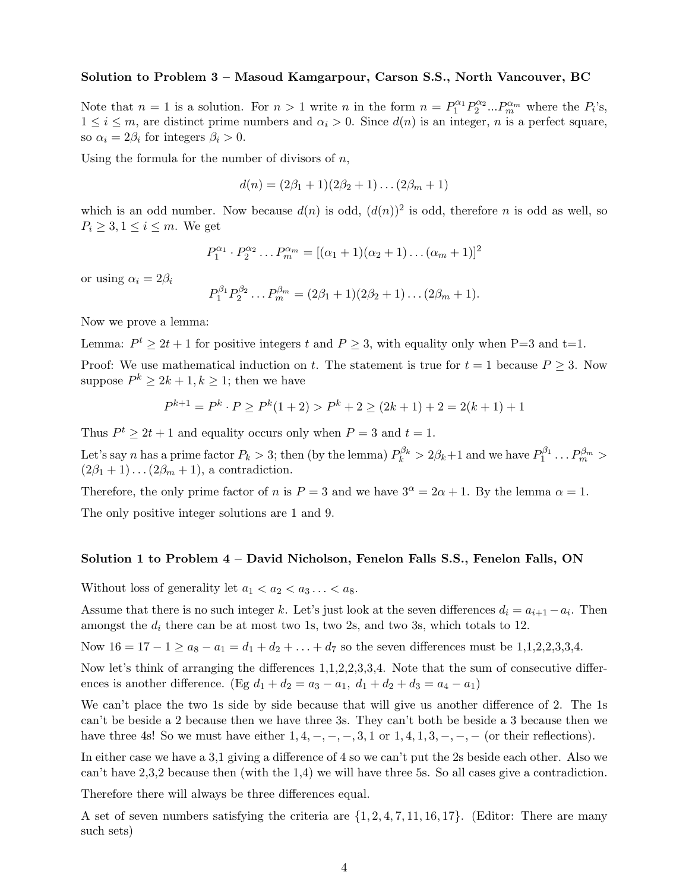**Solution to Problem 3 – Masoud Kamgarpour, Carson S.S., North Vancouver, BC**

Note that $n = 1$ is a solution. For $n > 1$ write $n$ in the form $n = P_1^{\alpha_1} P_2^{\alpha_2} ... P_m^{\alpha_m}$ where the $P_i$'s, $1 \le i \le m$, are distinct prime numbers and $\alpha_i > 0$. Since $d(n)$ is an integer, $n$ is a perfect square, so $\alpha_i = 2\beta_i$ for integers $\beta_i > 0$.

Using the formula for the number of divisors of $n$,

$$d(n) = (2\beta_1 + 1)(2\beta_2 + 1) \dots (2\beta_m + 1)$$

which is an odd number. Now because $d(n)$ is odd, $(d(n))^2$ is odd, therefore $n$ is odd as well, so $P_i \ge 3, 1 \le i \le m$. We get

$$P_1^{\alpha_1} \cdot P_2^{\alpha_2} \dots P_m^{\alpha_m} = [(\alpha_1 + 1)(\alpha_2 + 1) \dots (\alpha_m + 1)]^2$$

or using $\alpha_i = 2\beta_i$

$$P_1^{\beta_1} P_2^{\beta_2} \dots P_m^{\beta_m} = (2\beta_1 + 1)(2\beta_2 + 1) \dots (2\beta_m + 1).$$

Now we prove a lemma:

Lemma: $P^t \ge 2t + 1$ for positive integers $t$ and $P \ge 3$, with equality only when P=3 and t=1.

Proof: We use mathematical induction on $t$. The statement is true for $t = 1$ because $P \ge 3$. Now suppose $P^k \ge 2k + 1, k \ge 1$; then we have

$$P^{k+1} = P^k \cdot P \ge P^k(1 + 2) > P^k + 2 \ge (2k + 1) + 2 = 2(k + 1) + 1$$

Thus $P^t \ge 2t + 1$ and equality occurs only when $P = 3$ and $t = 1$.

Let's say $n$ has a prime factor $P_k > 3$; then (by the lemma) $P_k^{\beta_k} > 2\beta_k+1$ and we have $P_1^{\beta_1} \dots P_m^{\beta_m} > (2\beta_1 + 1) \dots (2\beta_m + 1)$, a contradiction.

Therefore, the only prime factor of $n$ is $P = 3$ and we have $3^\alpha = 2\alpha + 1$. By the lemma $\alpha = 1$.

The only positive integer solutions are 1 and 9.

**Solution 1 to Problem 4 – David Nicholson, Fenelon Falls S.S., Fenelon Falls, ON**

Without loss of generality let $a_1 < a_2 < a_3 \dots < a_8$.

Assume that there is no such integer $k$. Let's just look at the seven differences $d_i = a_{i+1} - a_i$. Then amongst the $d_i$ there can be at most two 1s, two 2s, and two 3s, which totals to 12.

Now $16 = 17 - 1 \ge a_8 - a_1 = d_1 + d_2 + \dots + d_7$ so the seven differences must be 1,1,2,2,3,3,4.

Now let's think of arranging the differences 1,1,2,2,3,3,4. Note that the sum of consecutive differences is another difference. (Eg $d_1 + d_2 = a_3 - a_1$, $d_1 + d_2 + d_3 = a_4 - a_1$)

We can't place the two 1s side by side because that will give us another difference of 2. The 1s can't be beside a 2 because then we have three 3s. They can't both be beside a 3 because then we have three 4s! So we must have either $1, 4, -, -, -, 3, 1$ or $1, 4, 1, 3, -, -, -$ (or their reflections).

In either case we have a 3,1 giving a difference of 4 so we can't put the 2s beside each other. Also we can't have 2,3,2 because then (with the 1,4) we will have three 5s. So all cases give a contradiction.

Therefore there will always be three differences equal.

A set of seven numbers satisfying the criteria are $\{1, 2, 4, 7, 11, 16, 17\}$. (Editor: There are many such sets)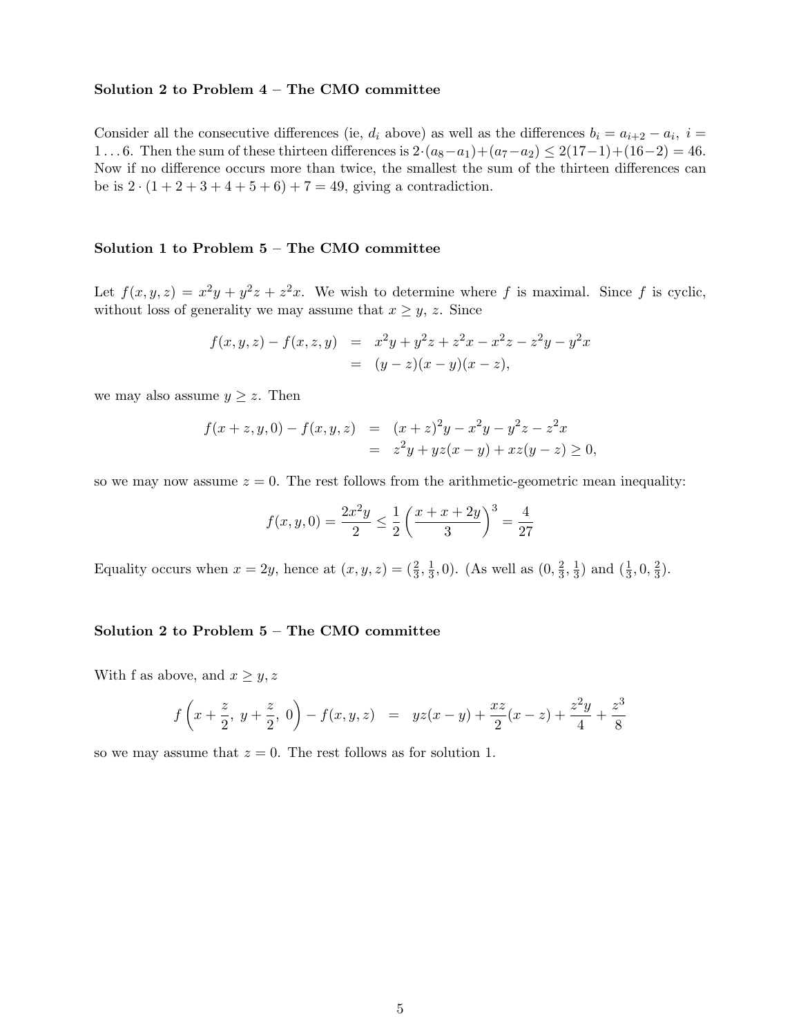**Solution 2 to Problem 4 – The CMO committee**

Consider all the consecutive differences (ie, $d_i$ above) as well as the differences $b_i = a_{i+2} - a_i$, $i = 1 \ldots 6$. Then the sum of these thirteen differences is $2\cdot(a_8 - a_1) + (a_7 - a_2) \leq 2(17-1) + (16-2) = 46$. Now if no difference occurs more than twice, the smallest the sum of the thirteen differences can be is $2 \cdot (1+2+3+4+5+6) + 7 = 49$, giving a contradiction.

**Solution 1 to Problem 5 – The CMO committee**

Let $f(x,y,z) = x^2y + y^2z + z^2x$. We wish to determine where $f$ is maximal. Since $f$ is cyclic, without loss of generality we may assume that $x \geq y, z$. Since

$$\begin{aligned} f(x,y,z) - f(x,z,y) &= x^2y + y^2z + z^2x - x^2z - z^2y - y^2x \\ &= (y-z)(x-y)(x-z), \end{aligned}$$

we may also assume $y \geq z$. Then

$$\begin{aligned} f(x+z,y,0) - f(x,y,z) &= (x+z)^2y - x^2y - y^2z - z^2x \\ &= z^2y + yz(x-y) + xz(y-z) \geq 0, \end{aligned}$$

so we may now assume $z = 0$. The rest follows from the arithmetic-geometric mean inequality:

$$f(x,y,0) = \frac{2x^2y}{2} \leq \frac{1}{2}\left(\frac{x+x+2y}{3}\right)^3 = \frac{4}{27}$$

Equality occurs when $x = 2y$, hence at $(x,y,z) = (\frac{2}{3}, \frac{1}{3}, 0)$. (As well as $(0, \frac{2}{3}, \frac{1}{3})$ and $(\frac{1}{3}, 0, \frac{2}{3})$.

**Solution 2 to Problem 5 – The CMO committee**

With f as above, and $x \geq y, z$

$$f\left(x + \frac{z}{2},\ y + \frac{z}{2},\ 0\right) - f(x,y,z) \;=\; yz(x-y) + \frac{xz}{2}(x-z) + \frac{z^2y}{4} + \frac{z^3}{8}$$

so we may assume that $z = 0$. The rest follows as for solution 1.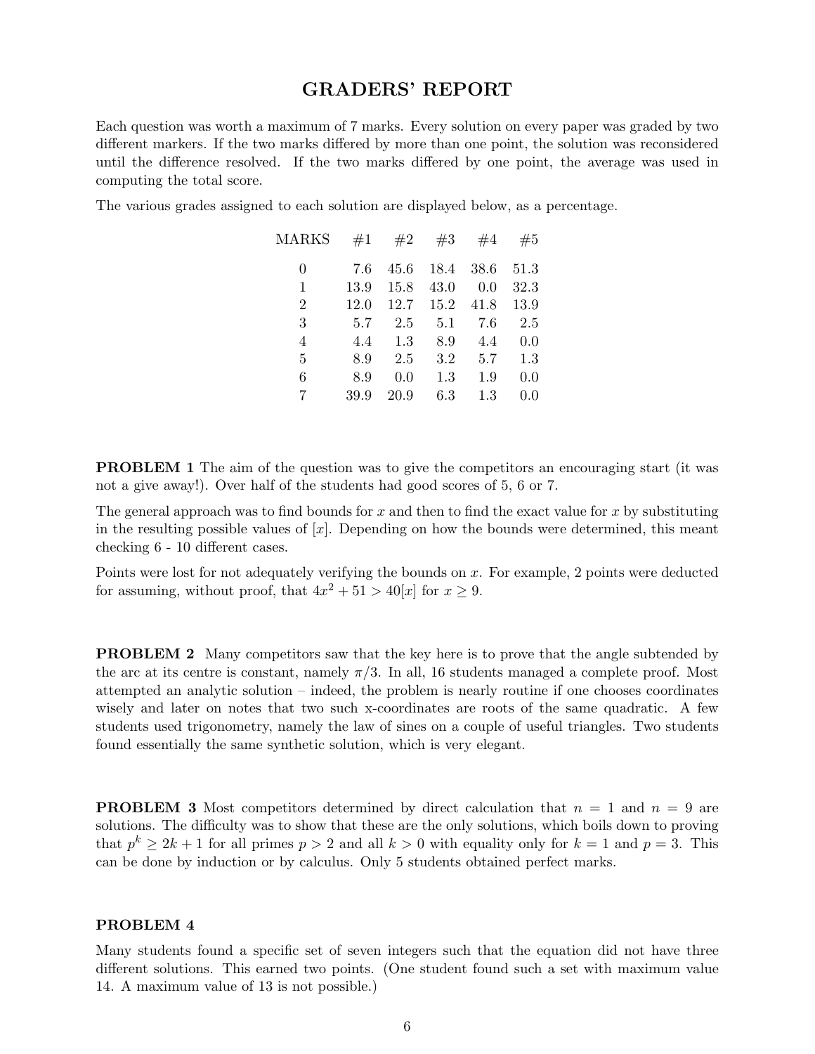## GRADERS' REPORT

Each question was worth a maximum of 7 marks. Every solution on every paper was graded by two different markers. If the two marks differed by more than one point, the solution was reconsidered until the difference resolved. If the two marks differed by one point, the average was used in computing the total score.

The various grades assigned to each solution are displayed below, as a percentage.

| MARKS | #1 | #2 | #3 | #4 | #5 |
|---|---|---|---|---|---|
| 0 | 7.6 | 45.6 | 18.4 | 38.6 | 51.3 |
| 1 | 13.9 | 15.8 | 43.0 | 0.0 | 32.3 |
| 2 | 12.0 | 12.7 | 15.2 | 41.8 | 13.9 |
| 3 | 5.7 | 2.5 | 5.1 | 7.6 | 2.5 |
| 4 | 4.4 | 1.3 | 8.9 | 4.4 | 0.0 |
| 5 | 8.9 | 2.5 | 3.2 | 5.7 | 1.3 |
| 6 | 8.9 | 0.0 | 1.3 | 1.9 | 0.0 |
| 7 | 39.9 | 20.9 | 6.3 | 1.3 | 0.0 |

**PROBLEM 1** The aim of the question was to give the competitors an encouraging start (it was not a give away!). Over half of the students had good scores of 5, 6 or 7.

The general approach was to find bounds for $x$ and then to find the exact value for $x$ by substituting in the resulting possible values of $[x]$. Depending on how the bounds were determined, this meant checking 6 - 10 different cases.

Points were lost for not adequately verifying the bounds on $x$. For example, 2 points were deducted for assuming, without proof, that $4x^2 + 51 > 40[x]$ for $x \geq 9$.

**PROBLEM 2** Many competitors saw that the key here is to prove that the angle subtended by the arc at its centre is constant, namely $\pi/3$. In all, 16 students managed a complete proof. Most attempted an analytic solution – indeed, the problem is nearly routine if one chooses coordinates wisely and later on notes that two such x-coordinates are roots of the same quadratic. A few students used trigonometry, namely the law of sines on a couple of useful triangles. Two students found essentially the same synthetic solution, which is very elegant.

**PROBLEM 3** Most competitors determined by direct calculation that $n = 1$ and $n = 9$ are solutions. The difficulty was to show that these are the only solutions, which boils down to proving that $p^k \geq 2k + 1$ for all primes $p > 2$ and all $k > 0$ with equality only for $k = 1$ and $p = 3$. This can be done by induction or by calculus. Only 5 students obtained perfect marks.

**PROBLEM 4**

Many students found a specific set of seven integers such that the equation did not have three different solutions. This earned two points. (One student found such a set with maximum value 14. A maximum value of 13 is not possible.)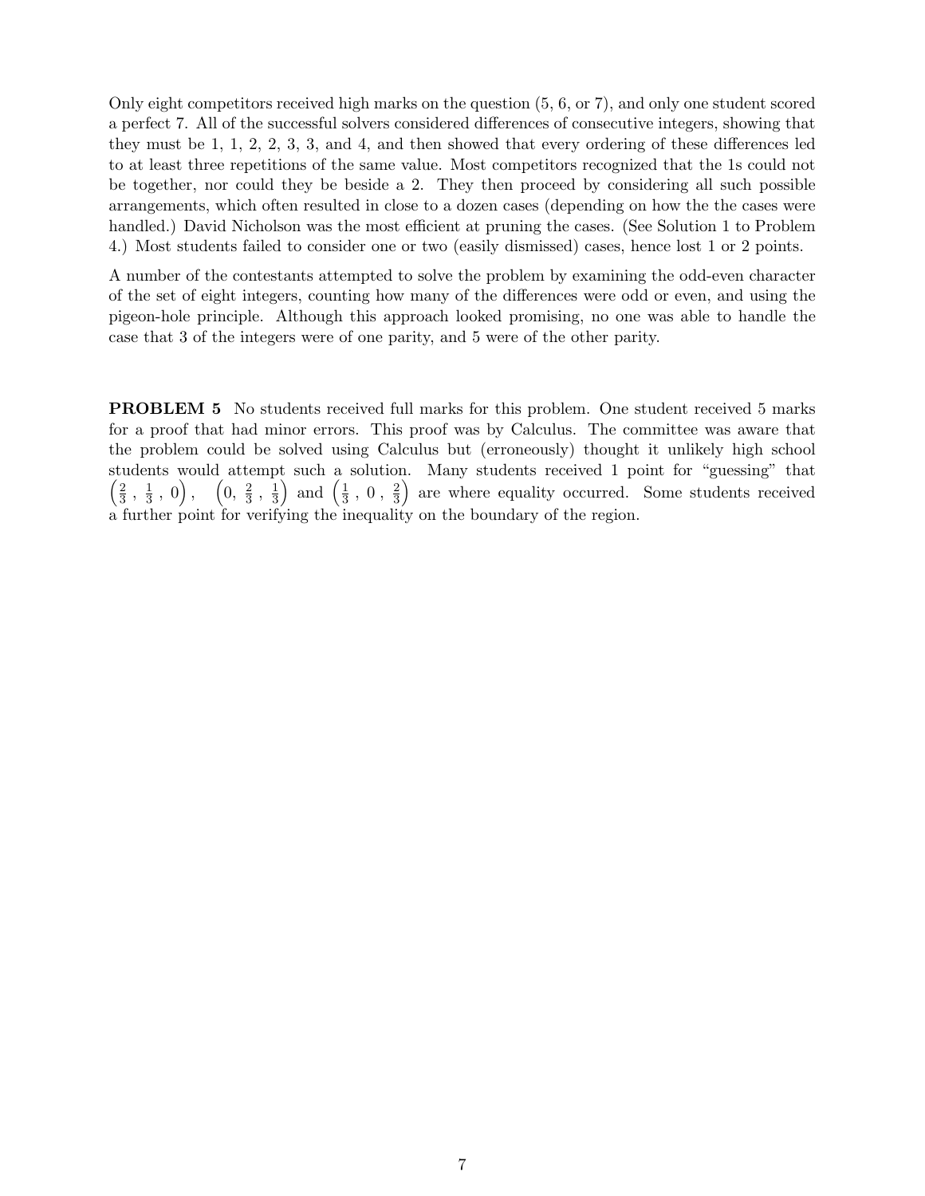Only eight competitors received high marks on the question (5, 6, or 7), and only one student scored a perfect 7. All of the successful solvers considered differences of consecutive integers, showing that they must be 1, 1, 2, 2, 3, 3, and 4, and then showed that every ordering of these differences led to at least three repetitions of the same value. Most competitors recognized that the 1s could not be together, nor could they be beside a 2. They then proceed by considering all such possible arrangements, which often resulted in close to a dozen cases (depending on how the the cases were handled.) David Nicholson was the most efficient at pruning the cases. (See Solution 1 to Problem 4.) Most students failed to consider one or two (easily dismissed) cases, hence lost 1 or 2 points.

A number of the contestants attempted to solve the problem by examining the odd-even character of the set of eight integers, counting how many of the differences were odd or even, and using the pigeon-hole principle. Although this approach looked promising, no one was able to handle the case that 3 of the integers were of one parity, and 5 were of the other parity.

**PROBLEM 5** No students received full marks for this problem. One student received 5 marks for a proof that had minor errors. This proof was by Calculus. The committee was aware that the problem could be solved using Calculus but (erroneously) thought it unlikely high school students would attempt such a solution. Many students received 1 point for "guessing" that $\left(\frac{2}{3}, \frac{1}{3}, 0\right)$, $\left(0, \frac{2}{3}, \frac{1}{3}\right)$ and $\left(\frac{1}{3}, 0, \frac{2}{3}\right)$ are where equality occurred. Some students received a further point for verifying the inequality on the boundary of the region.